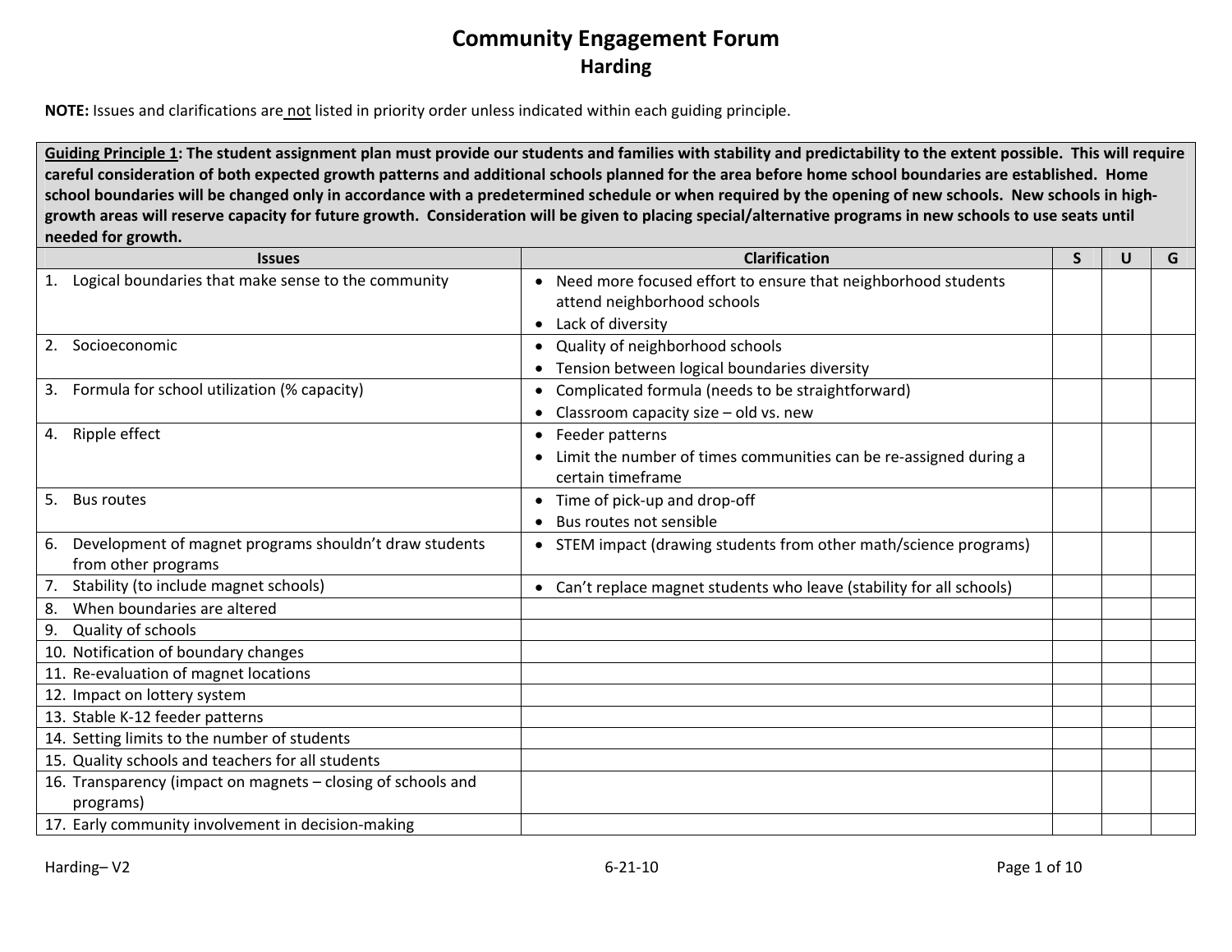# Community Engagement Forum

## Harding

**NOTE:** Issues and clarifications are <u>not</u> listed in priority order unless indicated within each guiding principle.

| **Guiding Principle 1: The student assignment plan must provide our students and families with stability and predictability to the extent possible. This will require careful consideration of both expected growth patterns and additional schools planned for the area before home school boundaries are established. Home school boundaries will be changed only in accordance with a predetermined schedule or when required by the opening of new schools. New schools in high-growth areas will reserve capacity for future growth. Consideration will be given to placing special/alternative programs in new schools to use seats until needed for growth.** | | | | |
|---|---|---|---|---|
| **Issues** | **Clarification** | **S** | **U** | **G** |
| 1. Logical boundaries that make sense to the community | • Need more focused effort to ensure that neighborhood students attend neighborhood schools<br>• Lack of diversity | | | |
| 2. Socioeconomic | • Quality of neighborhood schools<br>• Tension between logical boundaries diversity | | | |
| 3. Formula for school utilization (% capacity) | • Complicated formula (needs to be straightforward)<br>• Classroom capacity size – old vs. new | | | |
| 4. Ripple effect | • Feeder patterns<br>• Limit the number of times communities can be re-assigned during a certain timeframe | | | |
| 5. Bus routes | • Time of pick-up and drop-off<br>• Bus routes not sensible | | | |
| 6. Development of magnet programs shouldn't draw students from other programs | • STEM impact (drawing students from other math/science programs) | | | |
| 7. Stability (to include magnet schools) | • Can't replace magnet students who leave (stability for all schools) | | | |
| 8. When boundaries are altered | | | | |
| 9. Quality of schools | | | | |
| 10. Notification of boundary changes | | | | |
| 11. Re-evaluation of magnet locations | | | | |
| 12. Impact on lottery system | | | | |
| 13. Stable K-12 feeder patterns | | | | |
| 14. Setting limits to the number of students | | | | |
| 15. Quality schools and teachers for all students | | | | |
| 16. Transparency (impact on magnets – closing of schools and programs) | | | | |
| 17. Early community involvement in decision-making | | | | |

Harding– V2 6-21-10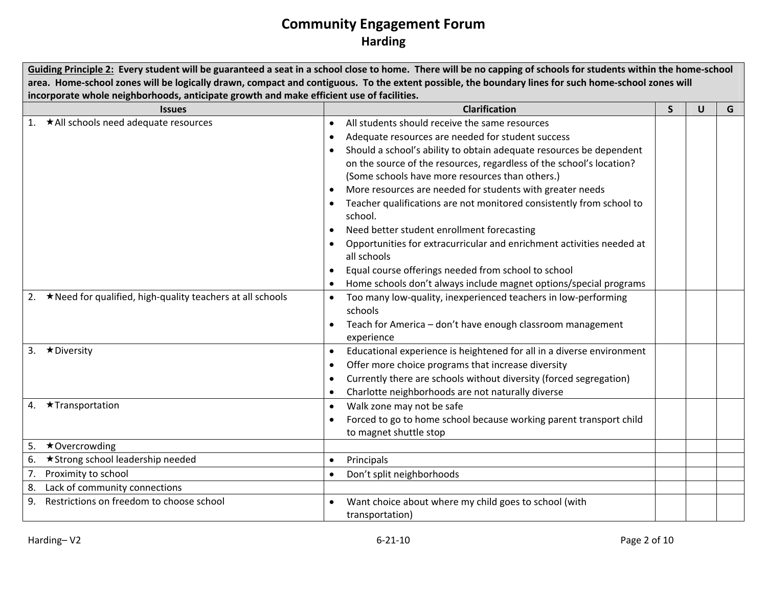# Community Engagement Forum

## Harding

| **<u>Guiding Principle 2:</u> Every student will be guaranteed a seat in a school close to home. There will be no capping of schools for students within the home-school area. Home-school zones will be logically drawn, compact and contiguous. To the extent possible, the boundary lines for such home-school zones will incorporate whole neighborhoods, anticipate growth and make efficient use of facilities.** | | | | |
|---|---|---|---|---|
| **Issues** | **Clarification** | **S** | **U** | **G** |
| 1. ★All schools need adequate resources | • All students should receive the same resources<br>• Adequate resources are needed for student success<br>• Should a school's ability to obtain adequate resources be dependent on the source of the resources, regardless of the school's location? (Some schools have more resources than others.)<br>• More resources are needed for students with greater needs<br>• Teacher qualifications are not monitored consistently from school to school.<br>• Need better student enrollment forecasting<br>• Opportunities for extracurricular and enrichment activities needed at all schools<br>• Equal course offerings needed from school to school<br>• Home schools don't always include magnet options/special programs | | | |
| 2. ★Need for qualified, high-quality teachers at all schools | • Too many low-quality, inexperienced teachers in low-performing schools<br>• Teach for America – don't have enough classroom management experience | | | |
| 3. ★Diversity | • Educational experience is heightened for all in a diverse environment<br>• Offer more choice programs that increase diversity<br>• Currently there are schools without diversity (forced segregation)<br>• Charlotte neighborhoods are not naturally diverse | | | |
| 4. ★Transportation | • Walk zone may not be safe<br>• Forced to go to home school because working parent transport child to magnet shuttle stop | | | |
| 5. ★Overcrowding | | | | |
| 6. ★Strong school leadership needed | • Principals | | | |
| 7. Proximity to school | • Don't split neighborhoods | | | |
| 8. Lack of community connections | | | | |
| 9. Restrictions on freedom to choose school | • Want choice about where my child goes to school (with transportation) | | | |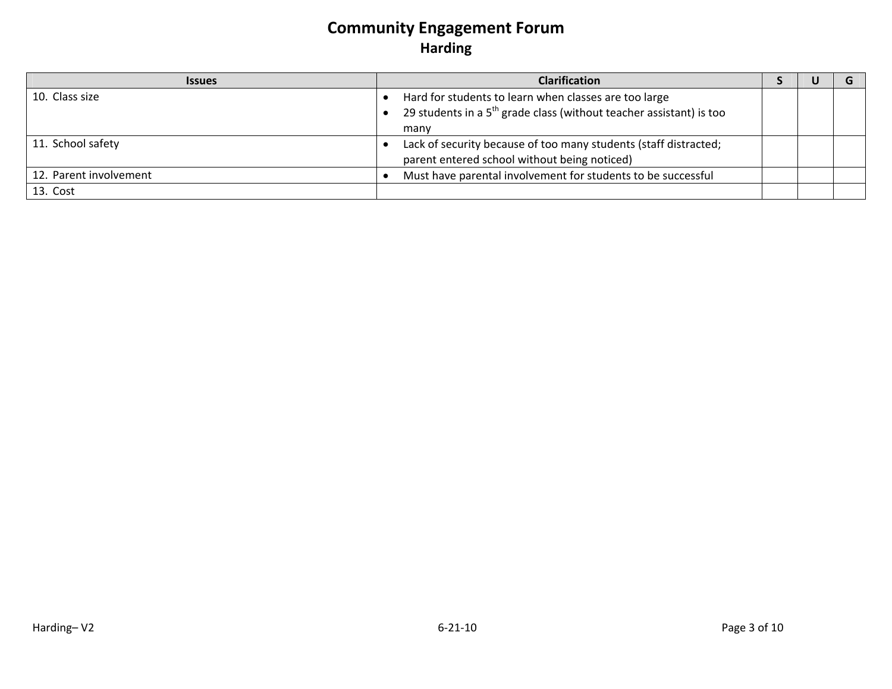# Community Engagement Forum
## Harding

| Issues | Clarification | S | U | G |
|---|---|---|---|---|
| 10. Class size | • Hard for students to learn when classes are too large<br>• 29 students in a 5th grade class (without teacher assistant) is too many | | | |
| 11. School safety | • Lack of security because of too many students (staff distracted; parent entered school without being noticed) | | | |
| 12. Parent involvement | • Must have parental involvement for students to be successful | | | |
| 13. Cost | | | | |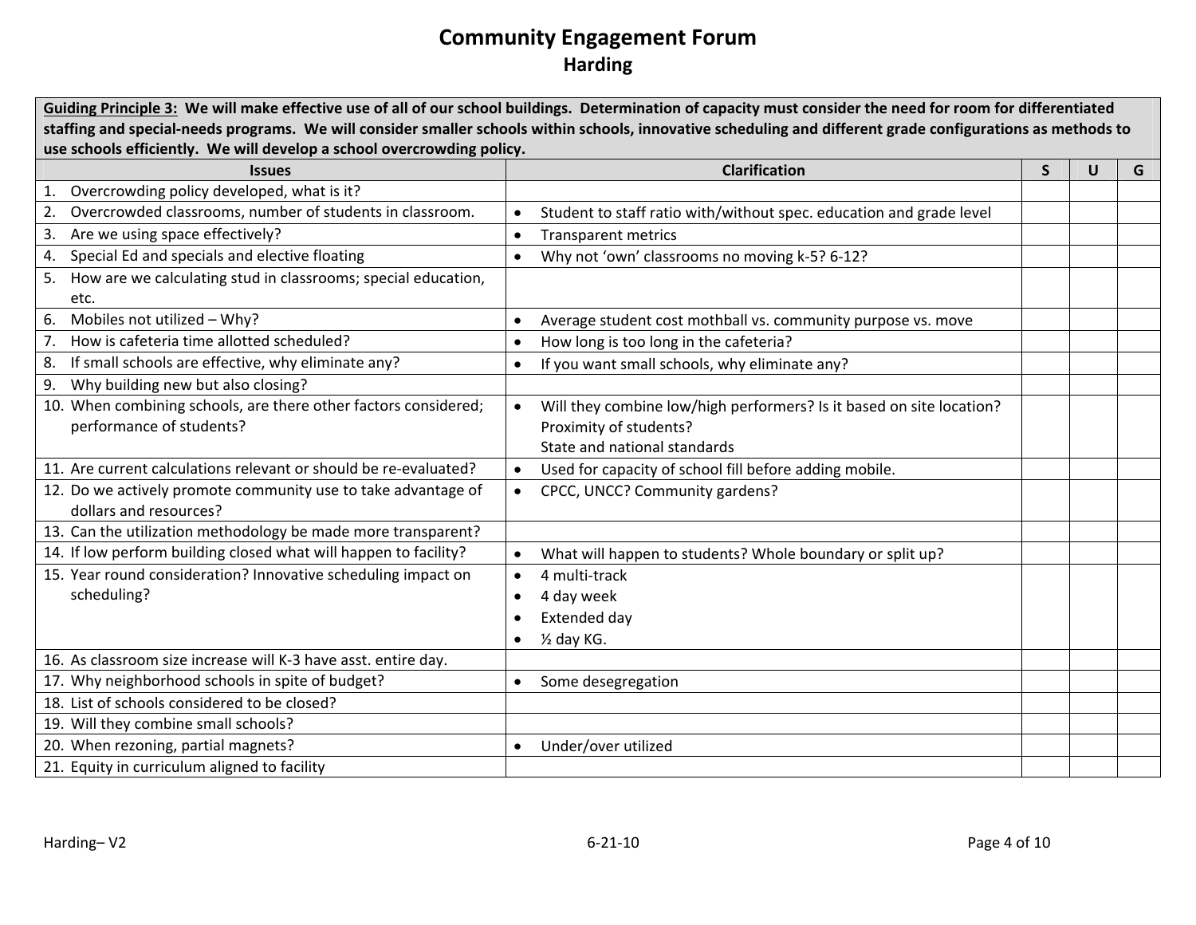# Community Engagement Forum
## Harding

| **Guiding Principle 3: We will make effective use of all of our school buildings. Determination of capacity must consider the need for room for differentiated staffing and special-needs programs. We will consider smaller schools within schools, innovative scheduling and different grade configurations as methods to use schools efficiently. We will develop a school overcrowding policy.** | | | | |
|---|---|---|---|---|
| **Issues** | **Clarification** | **S** | **U** | **G** |
| 1. Overcrowding policy developed, what is it? | | | | |
| 2. Overcrowded classrooms, number of students in classroom. | • Student to staff ratio with/without spec. education and grade level | | | |
| 3. Are we using space effectively? | • Transparent metrics | | | |
| 4. Special Ed and specials and elective floating | • Why not 'own' classrooms no moving k-5? 6-12? | | | |
| 5. How are we calculating stud in classrooms; special education, etc. | | | | |
| 6. Mobiles not utilized – Why? | • Average student cost mothball vs. community purpose vs. move | | | |
| 7. How is cafeteria time allotted scheduled? | • How long is too long in the cafeteria? | | | |
| 8. If small schools are effective, why eliminate any? | • If you want small schools, why eliminate any? | | | |
| 9. Why building new but also closing? | | | | |
| 10. When combining schools, are there other factors considered; performance of students? | • Will they combine low/high performers? Is it based on site location? Proximity of students? State and national standards | | | |
| 11. Are current calculations relevant or should be re-evaluated? | • Used for capacity of school fill before adding mobile. | | | |
| 12. Do we actively promote community use to take advantage of dollars and resources? | • CPCC, UNCC? Community gardens? | | | |
| 13. Can the utilization methodology be made more transparent? | | | | |
| 14. If low perform building closed what will happen to facility? | • What will happen to students? Whole boundary or split up? | | | |
| 15. Year round consideration? Innovative scheduling impact on scheduling? | • 4 multi-track<br>• 4 day week<br>• Extended day<br>• ½ day KG. | | | |
| 16. As classroom size increase will K-3 have asst. entire day. | | | | |
| 17. Why neighborhood schools in spite of budget? | • Some desegregation | | | |
| 18. List of schools considered to be closed? | | | | |
| 19. Will they combine small schools? | | | | |
| 20. When rezoning, partial magnets? | • Under/over utilized | | | |
| 21. Equity in curriculum aligned to facility | | | | |

Harding– V2 6-21-10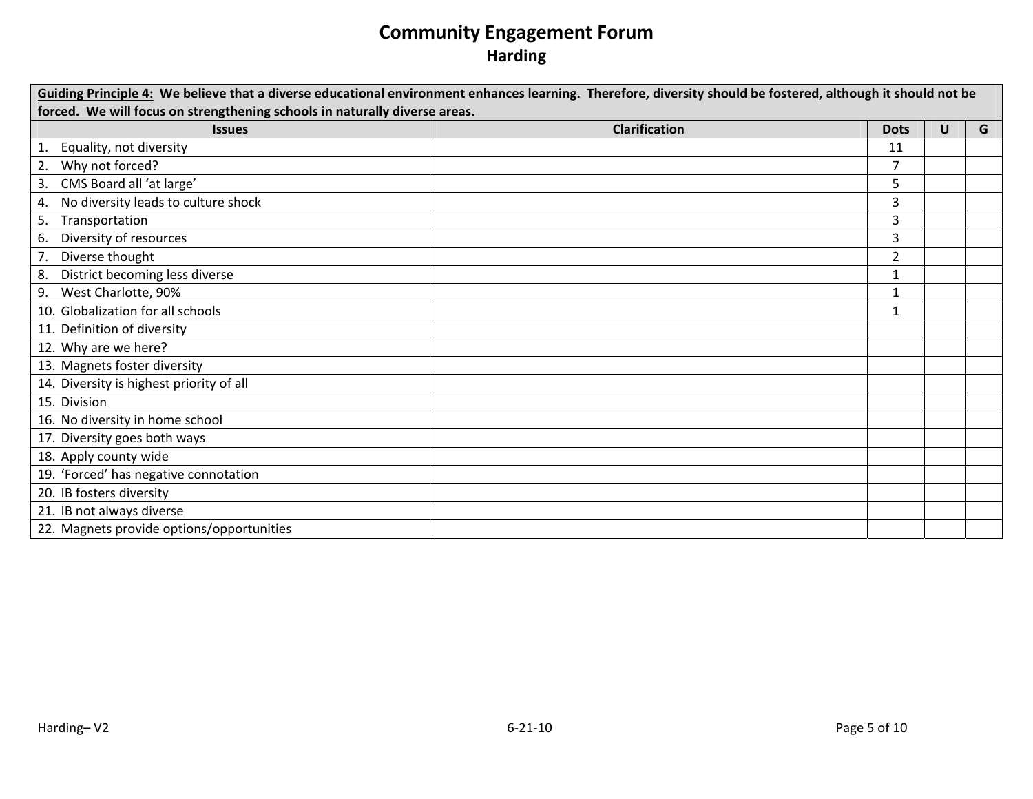# Community Engagement Forum

## Harding

| **Guiding Principle 4: We believe that a diverse educational environment enhances learning. Therefore, diversity should be fostered, although it should not be forced. We will focus on strengthening schools in naturally diverse areas.** | | | | |
|---|---|---|---|---|
| **Issues** | **Clarification** | **Dots** | **U** | **G** |
| 1. Equality, not diversity | | 11 | | |
| 2. Why not forced? | | 7 | | |
| 3. CMS Board all 'at large' | | 5 | | |
| 4. No diversity leads to culture shock | | 3 | | |
| 5. Transportation | | 3 | | |
| 6. Diversity of resources | | 3 | | |
| 7. Diverse thought | | 2 | | |
| 8. District becoming less diverse | | 1 | | |
| 9. West Charlotte, 90% | | 1 | | |
| 10. Globalization for all schools | | 1 | | |
| 11. Definition of diversity | | | | |
| 12. Why are we here? | | | | |
| 13. Magnets foster diversity | | | | |
| 14. Diversity is highest priority of all | | | | |
| 15. Division | | | | |
| 16. No diversity in home school | | | | |
| 17. Diversity goes both ways | | | | |
| 18. Apply county wide | | | | |
| 19. 'Forced' has negative connotation | | | | |
| 20. IB fosters diversity | | | | |
| 21. IB not always diverse | | | | |
| 22. Magnets provide options/opportunities | | | | |

Harding– V2 6-21-10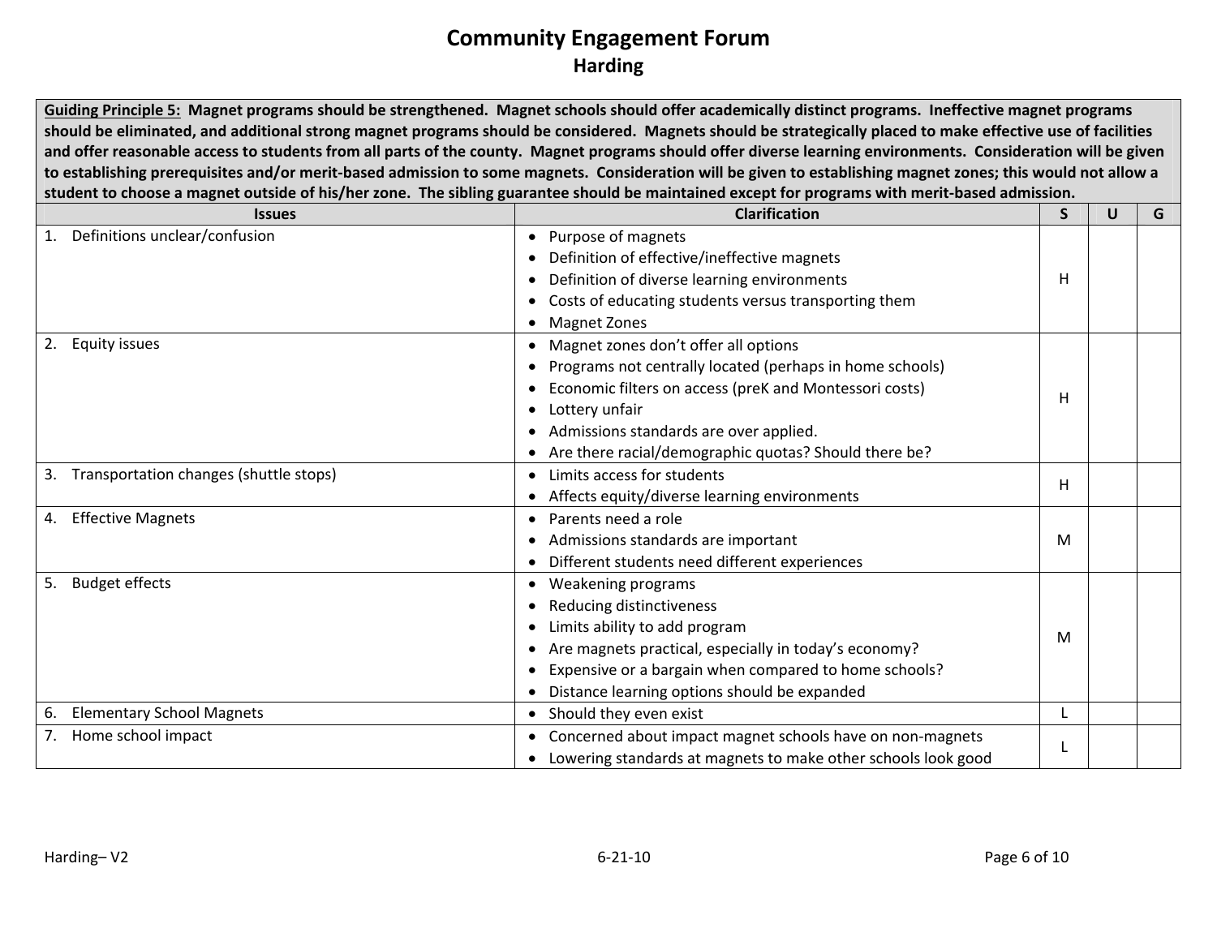# Community Engagement Forum

## Harding

| **Guiding Principle 5:** **Magnet programs should be strengthened. Magnet schools should offer academically distinct programs. Ineffective magnet programs should be eliminated, and additional strong magnet programs should be considered. Magnets should be strategically placed to make effective use of facilities and offer reasonable access to students from all parts of the county. Magnet programs should offer diverse learning environments. Consideration will be given to establishing prerequisites and/or merit-based admission to some magnets. Consideration will be given to establishing magnet zones; this would not allow a student to choose a magnet outside of his/her zone. The sibling guarantee should be maintained except for programs with merit-based admission.** | | | | |
|---|---|---|---|---|
| **Issues** | **Clarification** | **S** | **U** | **G** |
| 1. Definitions unclear/confusion | • Purpose of magnets<br>• Definition of effective/ineffective magnets<br>• Definition of diverse learning environments<br>• Costs of educating students versus transporting them<br>• Magnet Zones | H | | |
| 2. Equity issues | • Magnet zones don't offer all options<br>• Programs not centrally located (perhaps in home schools)<br>• Economic filters on access (preK and Montessori costs)<br>• Lottery unfair<br>• Admissions standards are over applied.<br>• Are there racial/demographic quotas? Should there be? | H | | |
| 3. Transportation changes (shuttle stops) | • Limits access for students<br>• Affects equity/diverse learning environments | H | | |
| 4. Effective Magnets | • Parents need a role<br>• Admissions standards are important<br>• Different students need different experiences | M | | |
| 5. Budget effects | • Weakening programs<br>• Reducing distinctiveness<br>• Limits ability to add program<br>• Are magnets practical, especially in today's economy?<br>• Expensive or a bargain when compared to home schools?<br>• Distance learning options should be expanded | M | | |
| 6. Elementary School Magnets | • Should they even exist | L | | |
| 7. Home school impact | • Concerned about impact magnet schools have on non-magnets<br>• Lowering standards at magnets to make other schools look good | L | | |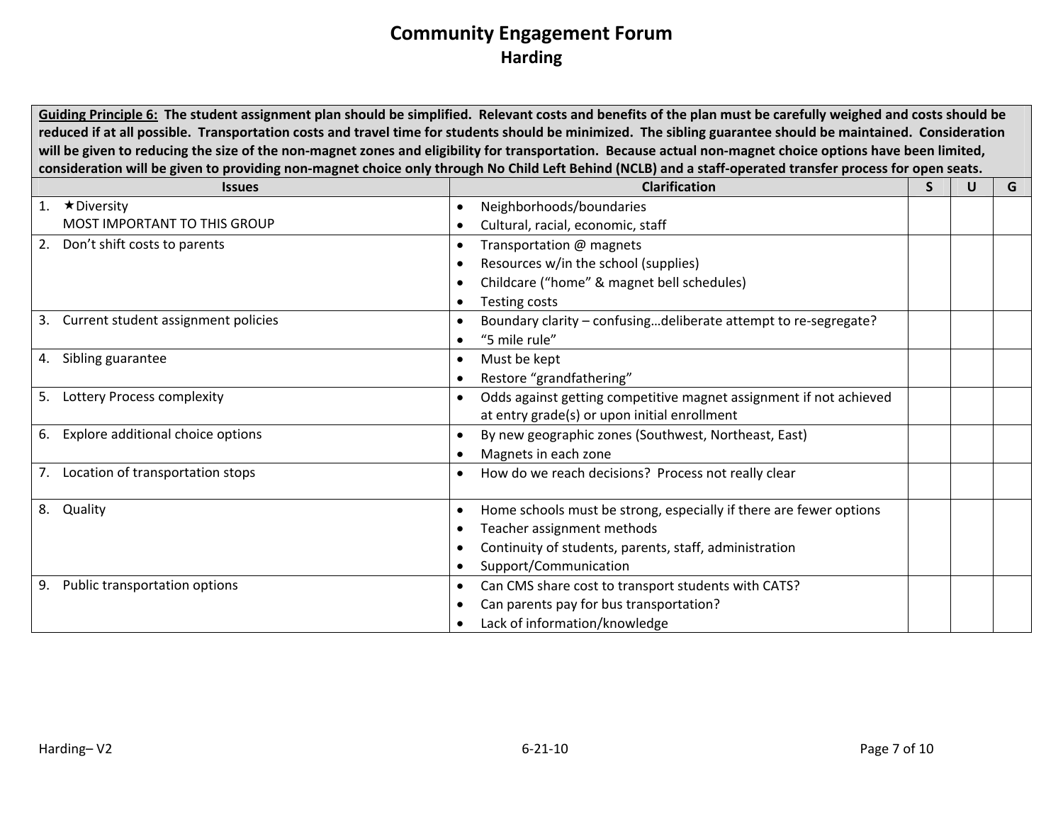# Community Engagement Forum

## Harding

| Guiding Principle 6: The student assignment plan should be simplified. Relevant costs and benefits of the plan must be carefully weighed and costs should be reduced if at all possible. Transportation costs and travel time for students should be minimized. The sibling guarantee should be maintained. Consideration will be given to reducing the size of the non-magnet zones and eligibility for transportation. Because actual non-magnet choice options have been limited, consideration will be given to providing non-magnet choice only through No Child Left Behind (NCLB) and a staff-operated transfer process for open seats. | | | | |
|---|---|---|---|---|
| **Issues** | **Clarification** | **S** | **U** | **G** |
| 1. ★Diversity<br>MOST IMPORTANT TO THIS GROUP | • Neighborhoods/boundaries<br>• Cultural, racial, economic, staff | | | |
| 2. Don't shift costs to parents | • Transportation @ magnets<br>• Resources w/in the school (supplies)<br>• Childcare ("home" & magnet bell schedules)<br>• Testing costs | | | |
| 3. Current student assignment policies | • Boundary clarity – confusing…deliberate attempt to re-segregate?<br>• "5 mile rule" | | | |
| 4. Sibling guarantee | • Must be kept<br>• Restore "grandfathering" | | | |
| 5. Lottery Process complexity | • Odds against getting competitive magnet assignment if not achieved at entry grade(s) or upon initial enrollment | | | |
| 6. Explore additional choice options | • By new geographic zones (Southwest, Northeast, East)<br>• Magnets in each zone | | | |
| 7. Location of transportation stops | • How do we reach decisions? Process not really clear | | | |
| 8. Quality | • Home schools must be strong, especially if there are fewer options<br>• Teacher assignment methods<br>• Continuity of students, parents, staff, administration<br>• Support/Communication | | | |
| 9. Public transportation options | • Can CMS share cost to transport students with CATS?<br>• Can parents pay for bus transportation?<br>• Lack of information/knowledge | | | |

Harding– V2 6-21-10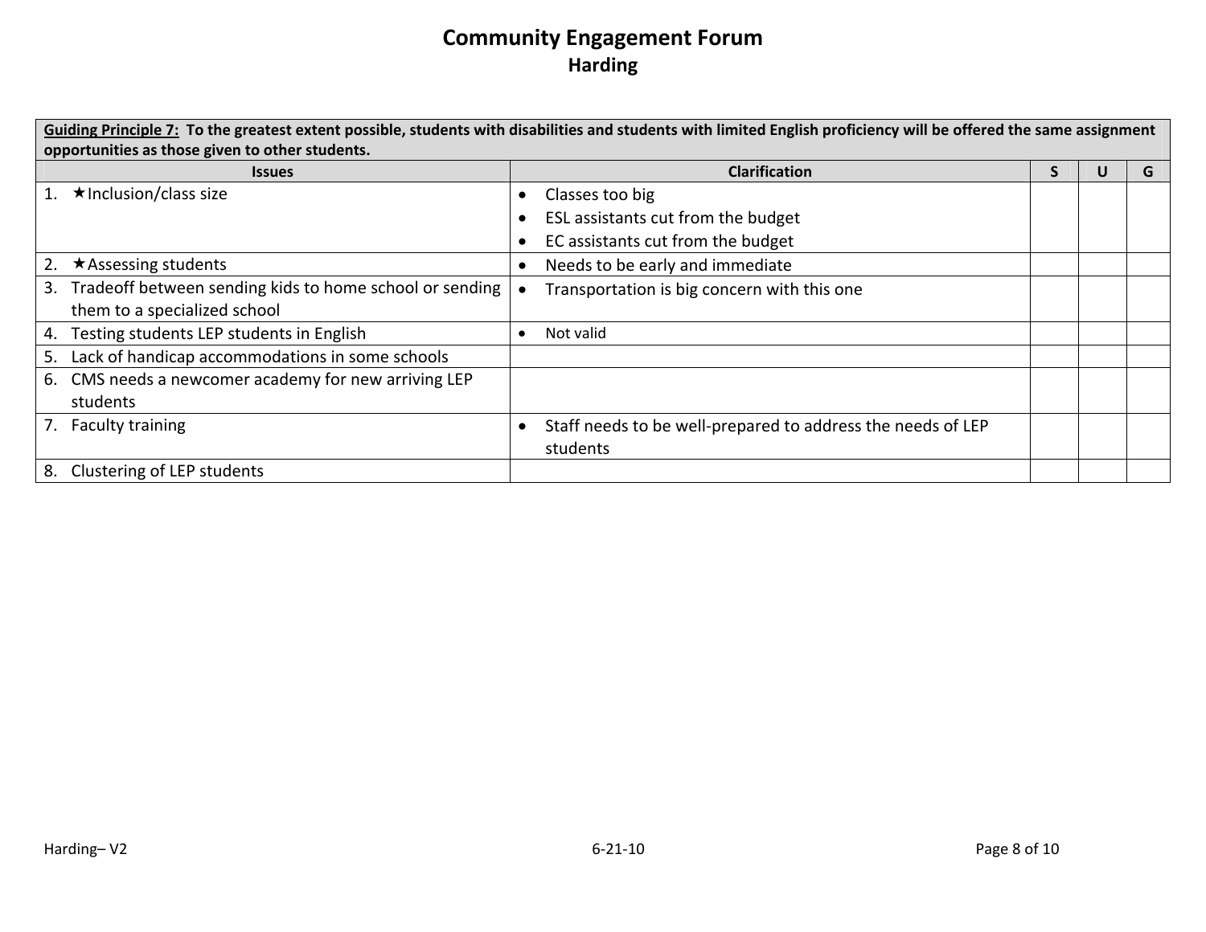# Community Engagement Forum

## Harding

| **Guiding Principle 7: To the greatest extent possible, students with disabilities and students with limited English proficiency will be offered the same assignment opportunities as those given to other students.** | | | | |
|---|---|---|---|---|
| **Issues** | **Clarification** | **S** | **U** | **G** |
| 1. ★Inclusion/class size | • Classes too big<br>• ESL assistants cut from the budget<br>• EC assistants cut from the budget | | | |
| 2. ★Assessing students | • Needs to be early and immediate | | | |
| 3. Tradeoff between sending kids to home school or sending them to a specialized school | • Transportation is big concern with this one | | | |
| 4. Testing students LEP students in English | • Not valid | | | |
| 5. Lack of handicap accommodations in some schools | | | | |
| 6. CMS needs a newcomer academy for new arriving LEP students | | | | |
| 7. Faculty training | • Staff needs to be well-prepared to address the needs of LEP students | | | |
| 8. Clustering of LEP students | | | | |

Harding– V2 6-21-10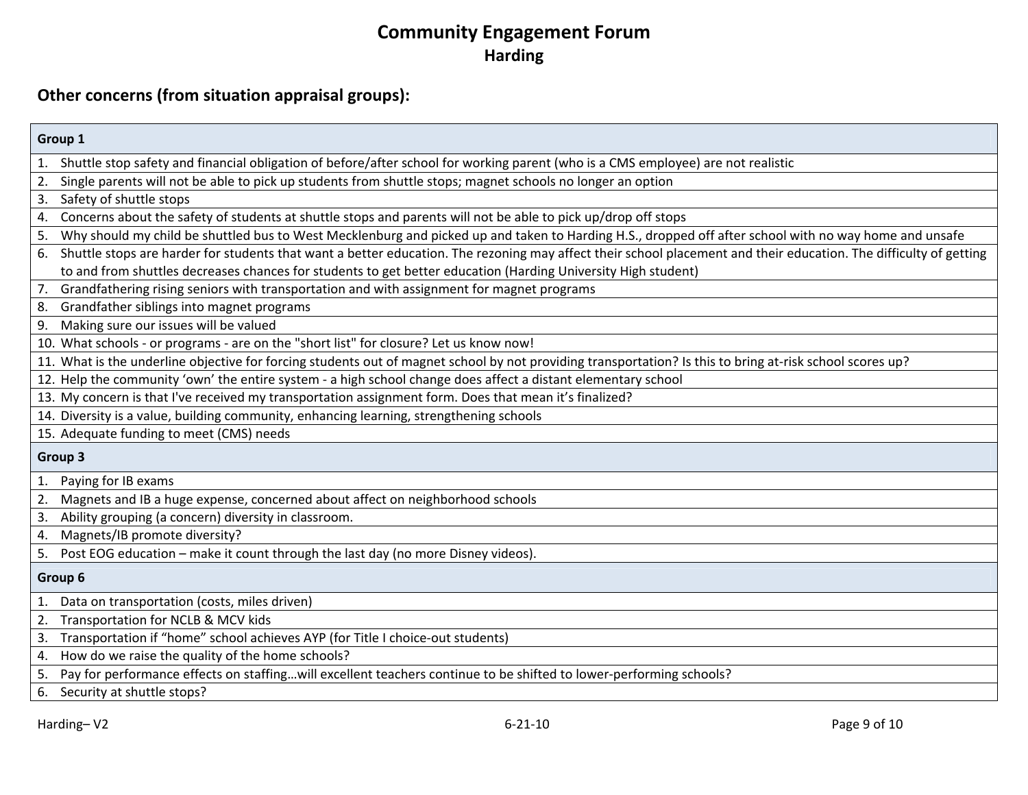# Community Engagement Forum

## Harding

### Other concerns (from situation appraisal groups):

| Group 1 |
|---|
| 1. Shuttle stop safety and financial obligation of before/after school for working parent (who is a CMS employee) are not realistic |
| 2. Single parents will not be able to pick up students from shuttle stops; magnet schools no longer an option |
| 3. Safety of shuttle stops |
| 4. Concerns about the safety of students at shuttle stops and parents will not be able to pick up/drop off stops |
| 5. Why should my child be shuttled bus to West Mecklenburg and picked up and taken to Harding H.S., dropped off after school with no way home and unsafe |
| 6. Shuttle stops are harder for students that want a better education. The rezoning may affect their school placement and their education. The difficulty of getting to and from shuttles decreases chances for students to get better education (Harding University High student) |
| 7. Grandfathering rising seniors with transportation and with assignment for magnet programs |
| 8. Grandfather siblings into magnet programs |
| 9. Making sure our issues will be valued |
| 10. What schools - or programs - are on the "short list" for closure? Let us know now! |
| 11. What is the underline objective for forcing students out of magnet school by not providing transportation? Is this to bring at-risk school scores up? |
| 12. Help the community 'own' the entire system - a high school change does affect a distant elementary school |
| 13. My concern is that I've received my transportation assignment form. Does that mean it's finalized? |
| 14. Diversity is a value, building community, enhancing learning, strengthening schools |
| 15. Adequate funding to meet (CMS) needs |
| **Group 3** |
| 1. Paying for IB exams |
| 2. Magnets and IB a huge expense, concerned about affect on neighborhood schools |
| 3. Ability grouping (a concern) diversity in classroom. |
| 4. Magnets/IB promote diversity? |
| 5. Post EOG education – make it count through the last day (no more Disney videos). |
| **Group 6** |
| 1. Data on transportation (costs, miles driven) |
| 2. Transportation for NCLB & MCV kids |
| 3. Transportation if "home" school achieves AYP (for Title I choice-out students) |
| 4. How do we raise the quality of the home schools? |
| 5. Pay for performance effects on staffing…will excellent teachers continue to be shifted to lower-performing schools? |
| 6. Security at shuttle stops? |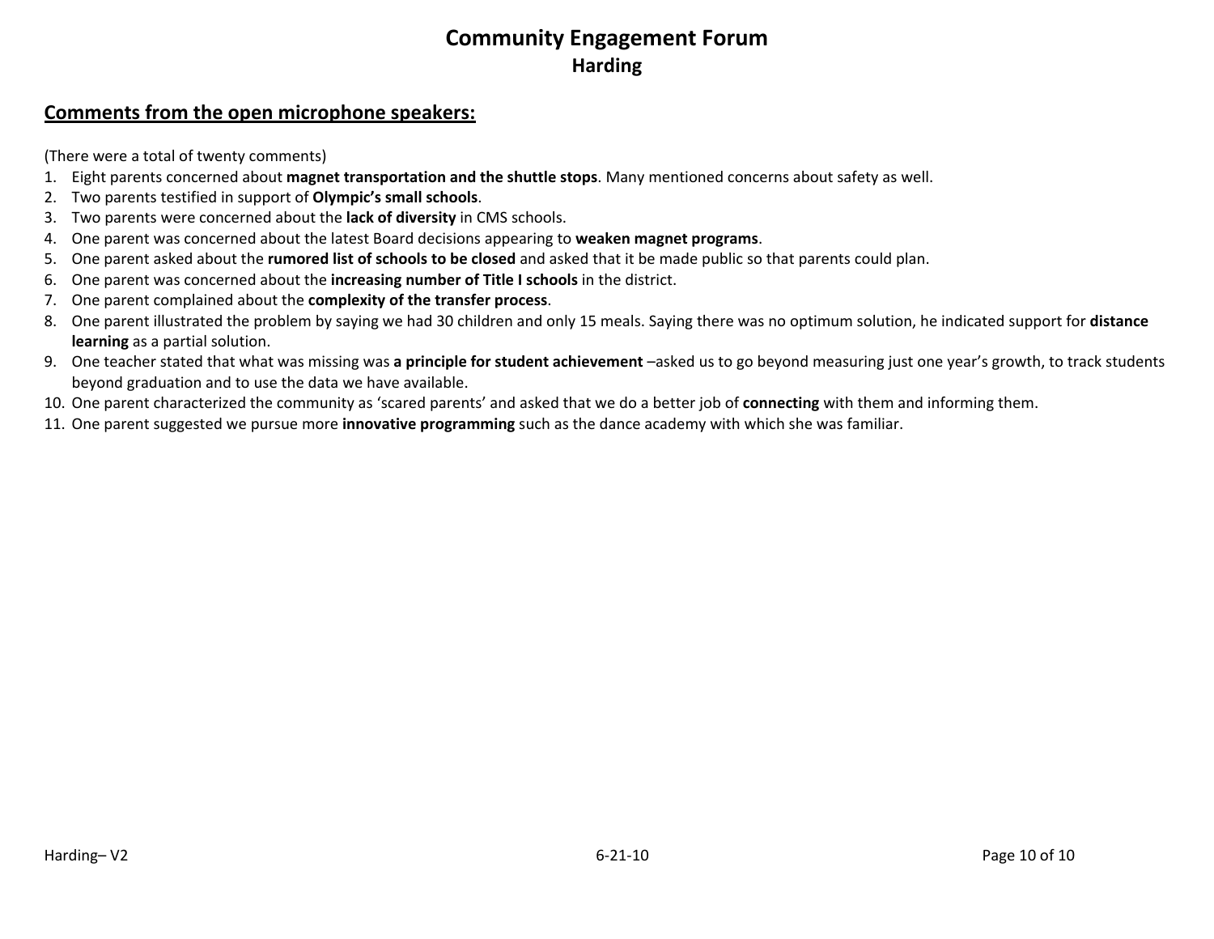# Community Engagement Forum
## Harding

## Comments from the open microphone speakers:

(There were a total of twenty comments)

1. Eight parents concerned about **magnet transportation and the shuttle stops**. Many mentioned concerns about safety as well.
2. Two parents testified in support of **Olympic's small schools**.
3. Two parents were concerned about the **lack of diversity** in CMS schools.
4. One parent was concerned about the latest Board decisions appearing to **weaken magnet programs**.
5. One parent asked about the **rumored list of schools to be closed** and asked that it be made public so that parents could plan.
6. One parent was concerned about the **increasing number of Title I schools** in the district.
7. One parent complained about the **complexity of the transfer process**.
8. One parent illustrated the problem by saying we had 30 children and only 15 meals. Saying there was no optimum solution, he indicated support for **distance learning** as a partial solution.
9. One teacher stated that what was missing was **a principle for student achievement** –asked us to go beyond measuring just one year's growth, to track students beyond graduation and to use the data we have available.
10. One parent characterized the community as 'scared parents' and asked that we do a better job of **connecting** with them and informing them.
11. One parent suggested we pursue more **innovative programming** such as the dance academy with which she was familiar.